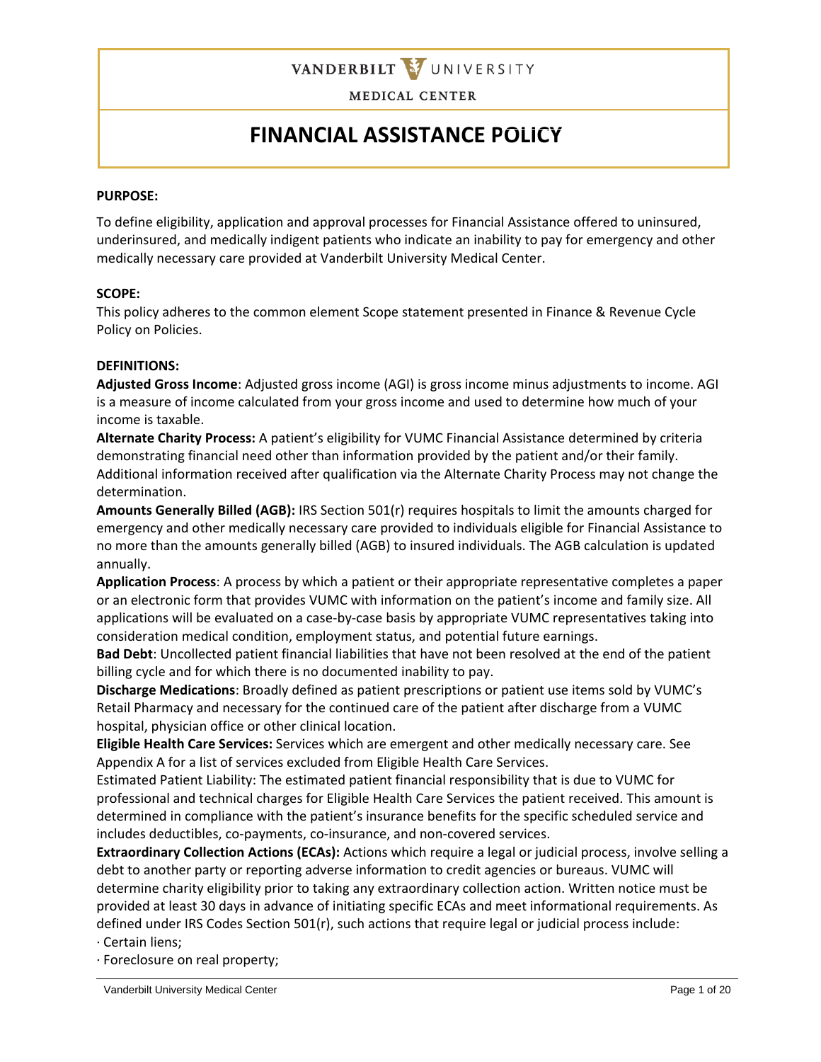VANDERBILT UNIVERSITY

MEDICAL CENTER

# FINANCIAL ASSISTANCE POLICY

**PURPOSE:**

To define eligibility, application and approval processes for Financial Assistance offered to uninsured, underinsured, and medically indigent patients who indicate an inability to pay for emergency and other medically necessary care provided at Vanderbilt University Medical Center.

**SCOPE:**

This policy adheres to the common element Scope statement presented in Finance & Revenue Cycle Policy on Policies.

**DEFINITIONS:**

**Adjusted Gross Income**: Adjusted gross income (AGI) is gross income minus adjustments to income. AGI is a measure of income calculated from your gross income and used to determine how much of your income is taxable.

**Alternate Charity Process:** A patient's eligibility for VUMC Financial Assistance determined by criteria demonstrating financial need other than information provided by the patient and/or their family. Additional information received after qualification via the Alternate Charity Process may not change the determination.

**Amounts Generally Billed (AGB):** IRS Section 501(r) requires hospitals to limit the amounts charged for emergency and other medically necessary care provided to individuals eligible for Financial Assistance to no more than the amounts generally billed (AGB) to insured individuals. The AGB calculation is updated annually.

**Application Process**: A process by which a patient or their appropriate representative completes a paper or an electronic form that provides VUMC with information on the patient's income and family size. All applications will be evaluated on a case-by-case basis by appropriate VUMC representatives taking into consideration medical condition, employment status, and potential future earnings.

**Bad Debt**: Uncollected patient financial liabilities that have not been resolved at the end of the patient billing cycle and for which there is no documented inability to pay.

**Discharge Medications**: Broadly defined as patient prescriptions or patient use items sold by VUMC's Retail Pharmacy and necessary for the continued care of the patient after discharge from a VUMC hospital, physician office or other clinical location.

**Eligible Health Care Services:** Services which are emergent and other medically necessary care. See Appendix A for a list of services excluded from Eligible Health Care Services.

Estimated Patient Liability: The estimated patient financial responsibility that is due to VUMC for professional and technical charges for Eligible Health Care Services the patient received. This amount is determined in compliance with the patient's insurance benefits for the specific scheduled service and includes deductibles, co-payments, co-insurance, and non-covered services.

**Extraordinary Collection Actions (ECAs):** Actions which require a legal or judicial process, involve selling a debt to another party or reporting adverse information to credit agencies or bureaus. VUMC will determine charity eligibility prior to taking any extraordinary collection action. Written notice must be provided at least 30 days in advance of initiating specific ECAs and meet informational requirements. As defined under IRS Codes Section 501(r), such actions that require legal or judicial process include:

- Certain liens;
- Foreclosure on real property;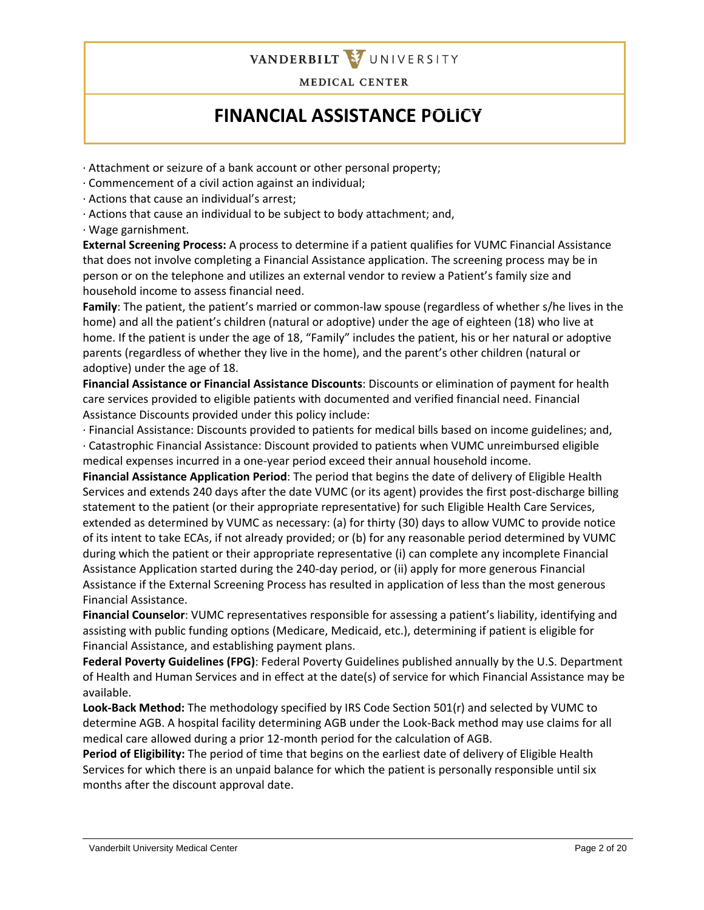- Attachment or seizure of a bank account or other personal property;
- Commencement of a civil action against an individual;
- Actions that cause an individual's arrest;
- Actions that cause an individual to be subject to body attachment; and,
- Wage garnishment.

**External Screening Process:** A process to determine if a patient qualifies for VUMC Financial Assistance that does not involve completing a Financial Assistance application. The screening process may be in person or on the telephone and utilizes an external vendor to review a Patient's family size and household income to assess financial need.

**Family**: The patient, the patient's married or common-law spouse (regardless of whether s/he lives in the home) and all the patient's children (natural or adoptive) under the age of eighteen (18) who live at home. If the patient is under the age of 18, "Family" includes the patient, his or her natural or adoptive parents (regardless of whether they live in the home), and the parent's other children (natural or adoptive) under the age of 18.

**Financial Assistance or Financial Assistance Discounts**: Discounts or elimination of payment for health care services provided to eligible patients with documented and verified financial need. Financial Assistance Discounts provided under this policy include:

- Financial Assistance: Discounts provided to patients for medical bills based on income guidelines; and,
- Catastrophic Financial Assistance: Discount provided to patients when VUMC unreimbursed eligible medical expenses incurred in a one-year period exceed their annual household income.

**Financial Assistance Application Period**: The period that begins the date of delivery of Eligible Health Services and extends 240 days after the date VUMC (or its agent) provides the first post-discharge billing statement to the patient (or their appropriate representative) for such Eligible Health Care Services, extended as determined by VUMC as necessary: (a) for thirty (30) days to allow VUMC to provide notice of its intent to take ECAs, if not already provided; or (b) for any reasonable period determined by VUMC during which the patient or their appropriate representative (i) can complete any incomplete Financial Assistance Application started during the 240-day period, or (ii) apply for more generous Financial Assistance if the External Screening Process has resulted in application of less than the most generous Financial Assistance.

**Financial Counselor**: VUMC representatives responsible for assessing a patient's liability, identifying and assisting with public funding options (Medicare, Medicaid, etc.), determining if patient is eligible for Financial Assistance, and establishing payment plans.

**Federal Poverty Guidelines (FPG)**: Federal Poverty Guidelines published annually by the U.S. Department of Health and Human Services and in effect at the date(s) of service for which Financial Assistance may be available.

**Look-Back Method:** The methodology specified by IRS Code Section 501(r) and selected by VUMC to determine AGB. A hospital facility determining AGB under the Look-Back method may use claims for all medical care allowed during a prior 12-month period for the calculation of AGB.

**Period of Eligibility:** The period of time that begins on the earliest date of delivery of Eligible Health Services for which there is an unpaid balance for which the patient is personally responsible until six months after the discount approval date.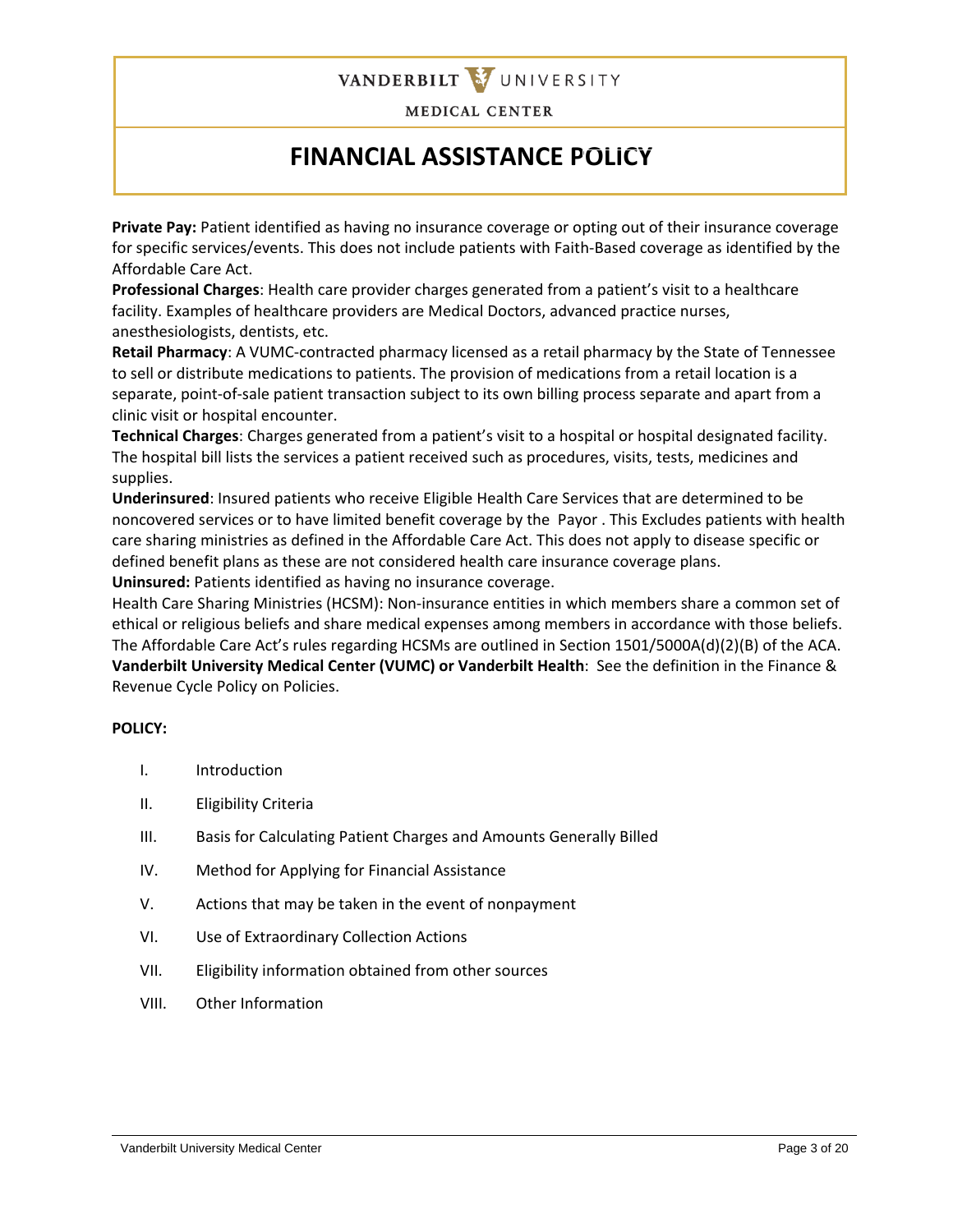**Private Pay:** Patient identified as having no insurance coverage or opting out of their insurance coverage for specific services/events. This does not include patients with Faith-Based coverage as identified by the Affordable Care Act.

**Professional Charges**: Health care provider charges generated from a patient's visit to a healthcare facility. Examples of healthcare providers are Medical Doctors, advanced practice nurses, anesthesiologists, dentists, etc.

**Retail Pharmacy**: A VUMC-contracted pharmacy licensed as a retail pharmacy by the State of Tennessee to sell or distribute medications to patients. The provision of medications from a retail location is a separate, point-of-sale patient transaction subject to its own billing process separate and apart from a clinic visit or hospital encounter.

**Technical Charges**: Charges generated from a patient's visit to a hospital or hospital designated facility. The hospital bill lists the services a patient received such as procedures, visits, tests, medicines and supplies.

**Underinsured**: Insured patients who receive Eligible Health Care Services that are determined to be noncovered services or to have limited benefit coverage by the Payor . This Excludes patients with health care sharing ministries as defined in the Affordable Care Act. This does not apply to disease specific or defined benefit plans as these are not considered health care insurance coverage plans.

**Uninsured:** Patients identified as having no insurance coverage.

Health Care Sharing Ministries (HCSM): Non-insurance entities in which members share a common set of ethical or religious beliefs and share medical expenses among members in accordance with those beliefs. The Affordable Care Act's rules regarding HCSMs are outlined in Section 1501/5000A(d)(2)(B) of the ACA.

**Vanderbilt University Medical Center (VUMC) or Vanderbilt Health**: See the definition in the Finance & Revenue Cycle Policy on Policies.

**POLICY:**

I. Introduction

II. Eligibility Criteria

III. Basis for Calculating Patient Charges and Amounts Generally Billed

IV. Method for Applying for Financial Assistance

V. Actions that may be taken in the event of nonpayment

VI. Use of Extraordinary Collection Actions

VII. Eligibility information obtained from other sources

VIII. Other Information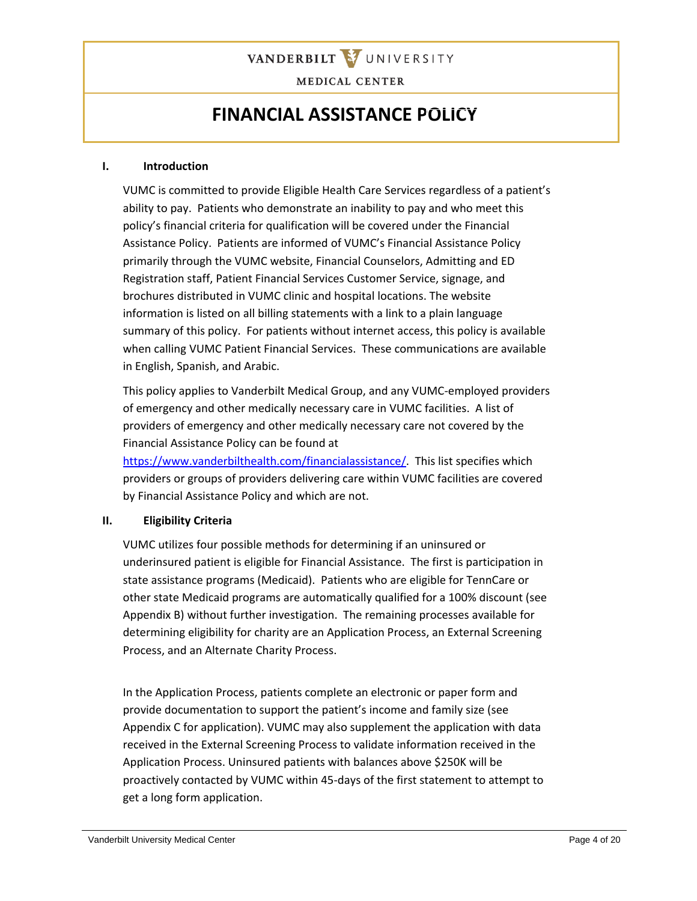VANDERBILT UNIVERSITY MEDICAL CENTER

# FINANCIAL ASSISTANCE POLICY

## I. Introduction

VUMC is committed to provide Eligible Health Care Services regardless of a patient's ability to pay. Patients who demonstrate an inability to pay and who meet this policy's financial criteria for qualification will be covered under the Financial Assistance Policy. Patients are informed of VUMC's Financial Assistance Policy primarily through the VUMC website, Financial Counselors, Admitting and ED Registration staff, Patient Financial Services Customer Service, signage, and brochures distributed in VUMC clinic and hospital locations. The website information is listed on all billing statements with a link to a plain language summary of this policy. For patients without internet access, this policy is available when calling VUMC Patient Financial Services. These communications are available in English, Spanish, and Arabic.

This policy applies to Vanderbilt Medical Group, and any VUMC-employed providers of emergency and other medically necessary care in VUMC facilities. A list of providers of emergency and other medically necessary care not covered by the Financial Assistance Policy can be found at https://www.vanderbilthealth.com/financialassistance/. This list specifies which providers or groups of providers delivering care within VUMC facilities are covered by Financial Assistance Policy and which are not.

## II. Eligibility Criteria

VUMC utilizes four possible methods for determining if an uninsured or underinsured patient is eligible for Financial Assistance. The first is participation in state assistance programs (Medicaid). Patients who are eligible for TennCare or other state Medicaid programs are automatically qualified for a 100% discount (see Appendix B) without further investigation. The remaining processes available for determining eligibility for charity are an Application Process, an External Screening Process, and an Alternate Charity Process.

In the Application Process, patients complete an electronic or paper form and provide documentation to support the patient's income and family size (see Appendix C for application). VUMC may also supplement the application with data received in the External Screening Process to validate information received in the Application Process. Uninsured patients with balances above $250K will be proactively contacted by VUMC within 45-days of the first statement to attempt to get a long form application.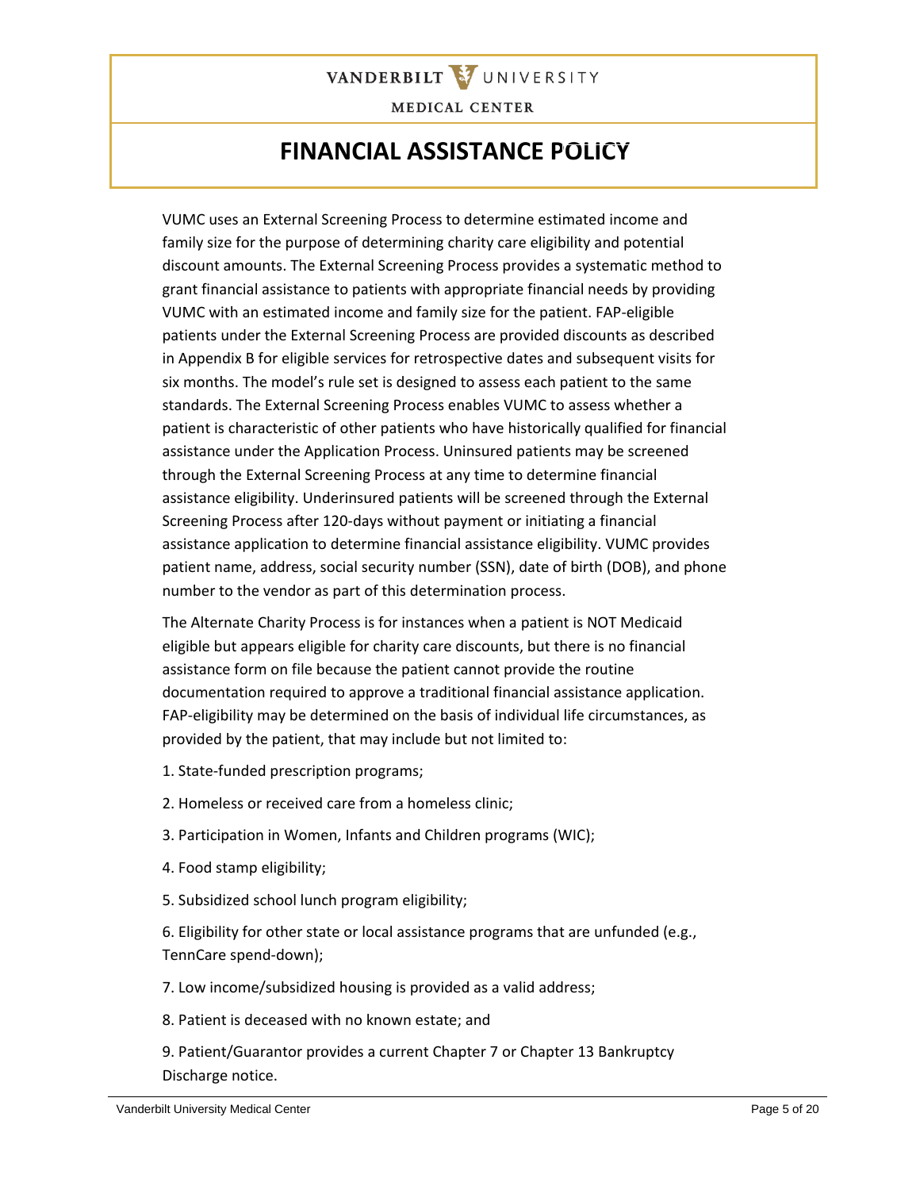VUMC uses an External Screening Process to determine estimated income and family size for the purpose of determining charity care eligibility and potential discount amounts. The External Screening Process provides a systematic method to grant financial assistance to patients with appropriate financial needs by providing VUMC with an estimated income and family size for the patient. FAP-eligible patients under the External Screening Process are provided discounts as described in Appendix B for eligible services for retrospective dates and subsequent visits for six months. The model's rule set is designed to assess each patient to the same standards. The External Screening Process enables VUMC to assess whether a patient is characteristic of other patients who have historically qualified for financial assistance under the Application Process. Uninsured patients may be screened through the External Screening Process at any time to determine financial assistance eligibility. Underinsured patients will be screened through the External Screening Process after 120-days without payment or initiating a financial assistance application to determine financial assistance eligibility. VUMC provides patient name, address, social security number (SSN), date of birth (DOB), and phone number to the vendor as part of this determination process.

The Alternate Charity Process is for instances when a patient is NOT Medicaid eligible but appears eligible for charity care discounts, but there is no financial assistance form on file because the patient cannot provide the routine documentation required to approve a traditional financial assistance application. FAP-eligibility may be determined on the basis of individual life circumstances, as provided by the patient, that may include but not limited to:

1. State-funded prescription programs;

2. Homeless or received care from a homeless clinic;

3. Participation in Women, Infants and Children programs (WIC);

4. Food stamp eligibility;

5. Subsidized school lunch program eligibility;

6. Eligibility for other state or local assistance programs that are unfunded (e.g., TennCare spend-down);

7. Low income/subsidized housing is provided as a valid address;

8. Patient is deceased with no known estate; and

9. Patient/Guarantor provides a current Chapter 7 or Chapter 13 Bankruptcy Discharge notice.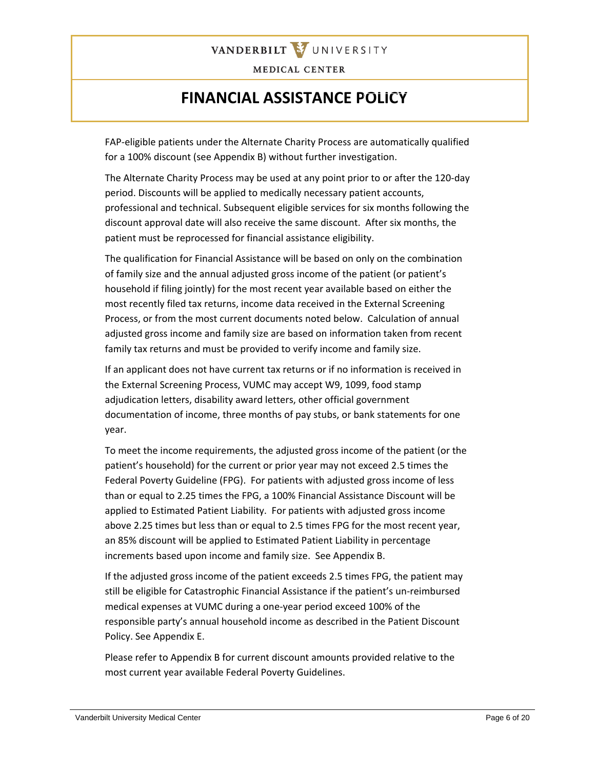FAP-eligible patients under the Alternate Charity Process are automatically qualified for a 100% discount (see Appendix B) without further investigation.

The Alternate Charity Process may be used at any point prior to or after the 120-day period. Discounts will be applied to medically necessary patient accounts, professional and technical. Subsequent eligible services for six months following the discount approval date will also receive the same discount. After six months, the patient must be reprocessed for financial assistance eligibility.

The qualification for Financial Assistance will be based on only on the combination of family size and the annual adjusted gross income of the patient (or patient's household if filing jointly) for the most recent year available based on either the most recently filed tax returns, income data received in the External Screening Process, or from the most current documents noted below. Calculation of annual adjusted gross income and family size are based on information taken from recent family tax returns and must be provided to verify income and family size.

If an applicant does not have current tax returns or if no information is received in the External Screening Process, VUMC may accept W9, 1099, food stamp adjudication letters, disability award letters, other official government documentation of income, three months of pay stubs, or bank statements for one year.

To meet the income requirements, the adjusted gross income of the patient (or the patient's household) for the current or prior year may not exceed 2.5 times the Federal Poverty Guideline (FPG). For patients with adjusted gross income of less than or equal to 2.25 times the FPG, a 100% Financial Assistance Discount will be applied to Estimated Patient Liability. For patients with adjusted gross income above 2.25 times but less than or equal to 2.5 times FPG for the most recent year, an 85% discount will be applied to Estimated Patient Liability in percentage increments based upon income and family size. See Appendix B.

If the adjusted gross income of the patient exceeds 2.5 times FPG, the patient may still be eligible for Catastrophic Financial Assistance if the patient's un-reimbursed medical expenses at VUMC during a one-year period exceed 100% of the responsible party's annual household income as described in the Patient Discount Policy. See Appendix E.

Please refer to Appendix B for current discount amounts provided relative to the most current year available Federal Poverty Guidelines.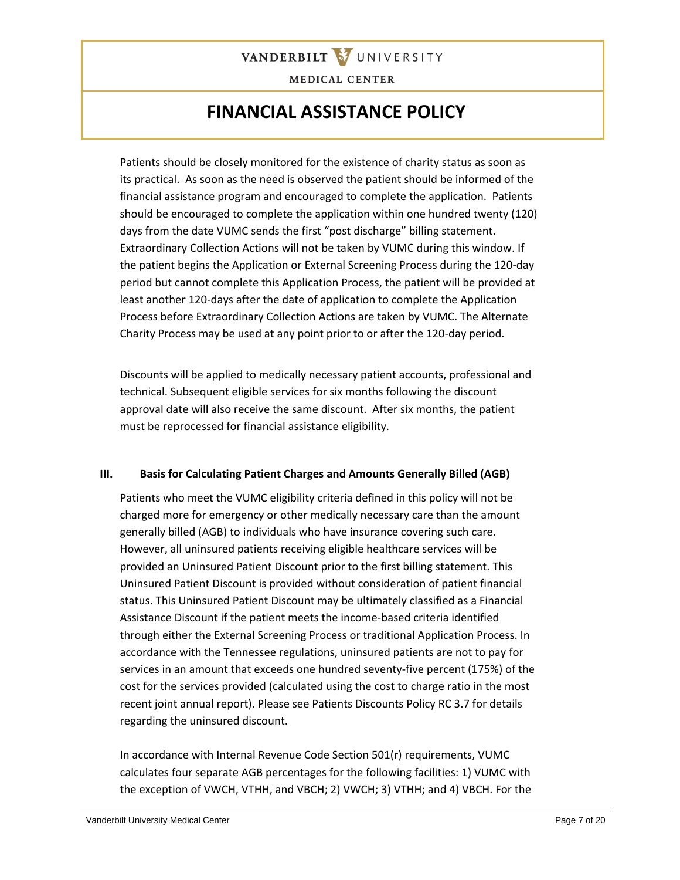Patients should be closely monitored for the existence of charity status as soon as its practical. As soon as the need is observed the patient should be informed of the financial assistance program and encouraged to complete the application. Patients should be encouraged to complete the application within one hundred twenty (120) days from the date VUMC sends the first "post discharge" billing statement. Extraordinary Collection Actions will not be taken by VUMC during this window. If the patient begins the Application or External Screening Process during the 120-day period but cannot complete this Application Process, the patient will be provided at least another 120-days after the date of application to complete the Application Process before Extraordinary Collection Actions are taken by VUMC. The Alternate Charity Process may be used at any point prior to or after the 120-day period.

Discounts will be applied to medically necessary patient accounts, professional and technical. Subsequent eligible services for six months following the discount approval date will also receive the same discount. After six months, the patient must be reprocessed for financial assistance eligibility.

## III. Basis for Calculating Patient Charges and Amounts Generally Billed (AGB)

Patients who meet the VUMC eligibility criteria defined in this policy will not be charged more for emergency or other medically necessary care than the amount generally billed (AGB) to individuals who have insurance covering such care. However, all uninsured patients receiving eligible healthcare services will be provided an Uninsured Patient Discount prior to the first billing statement. This Uninsured Patient Discount is provided without consideration of patient financial status. This Uninsured Patient Discount may be ultimately classified as a Financial Assistance Discount if the patient meets the income-based criteria identified through either the External Screening Process or traditional Application Process. In accordance with the Tennessee regulations, uninsured patients are not to pay for services in an amount that exceeds one hundred seventy-five percent (175%) of the cost for the services provided (calculated using the cost to charge ratio in the most recent joint annual report). Please see Patients Discounts Policy RC 3.7 for details regarding the uninsured discount.

In accordance with Internal Revenue Code Section 501(r) requirements, VUMC calculates four separate AGB percentages for the following facilities: 1) VUMC with the exception of VWCH, VTHH, and VBCH; 2) VWCH; 3) VTHH; and 4) VBCH. For the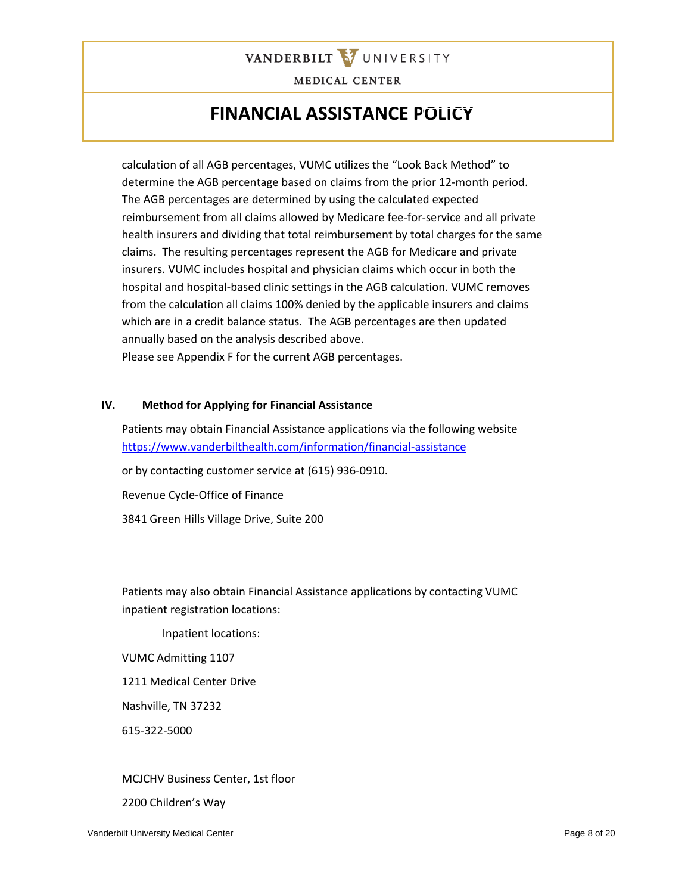calculation of all AGB percentages, VUMC utilizes the "Look Back Method" to determine the AGB percentage based on claims from the prior 12-month period. The AGB percentages are determined by using the calculated expected reimbursement from all claims allowed by Medicare fee-for-service and all private health insurers and dividing that total reimbursement by total charges for the same claims. The resulting percentages represent the AGB for Medicare and private insurers. VUMC includes hospital and physician claims which occur in both the hospital and hospital-based clinic settings in the AGB calculation. VUMC removes from the calculation all claims 100% denied by the applicable insurers and claims which are in a credit balance status. The AGB percentages are then updated annually based on the analysis described above.
Please see Appendix F for the current AGB percentages.

## IV. Method for Applying for Financial Assistance

Patients may obtain Financial Assistance applications via the following website https://www.vanderbilthealth.com/information/financial-assistance

or by contacting customer service at (615) 936-0910.

Revenue Cycle-Office of Finance

3841 Green Hills Village Drive, Suite 200

Patients may also obtain Financial Assistance applications by contacting VUMC inpatient registration locations:

Inpatient locations:

VUMC Admitting 1107

1211 Medical Center Drive

Nashville, TN 37232

615-322-5000

MCJCHV Business Center, 1st floor

2200 Children's Way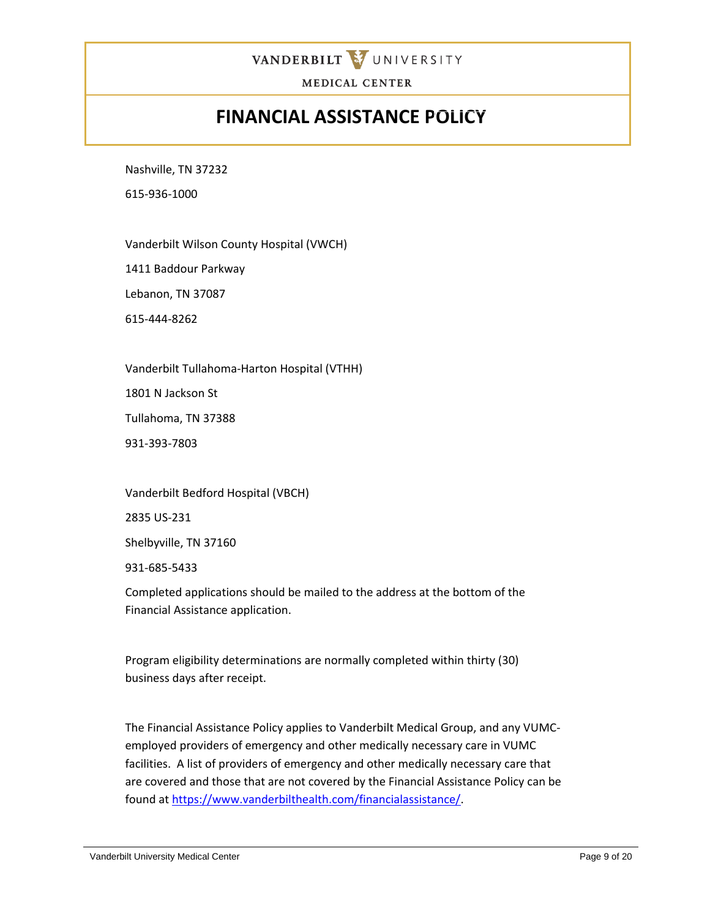Nashville, TN 37232

615-936-1000

Vanderbilt Wilson County Hospital (VWCH)

1411 Baddour Parkway

Lebanon, TN 37087

615-444-8262

Vanderbilt Tullahoma-Harton Hospital (VTHH)

1801 N Jackson St

Tullahoma, TN 37388

931-393-7803

Vanderbilt Bedford Hospital (VBCH)

2835 US-231

Shelbyville, TN 37160

931-685-5433

Completed applications should be mailed to the address at the bottom of the Financial Assistance application.

Program eligibility determinations are normally completed within thirty (30) business days after receipt.

The Financial Assistance Policy applies to Vanderbilt Medical Group, and any VUMC-employed providers of emergency and other medically necessary care in VUMC facilities. A list of providers of emergency and other medically necessary care that are covered and those that are not covered by the Financial Assistance Policy can be found at [https://www.vanderbilthealth.com/financialassistance/](https://www.vanderbilthealth.com/financialassistance/).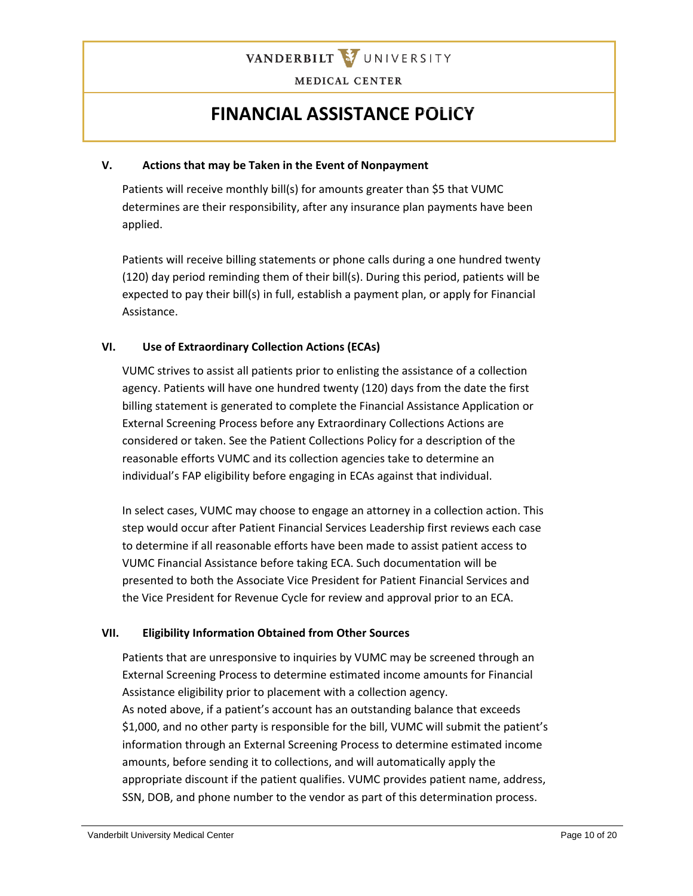## V. Actions that may be Taken in the Event of Nonpayment

Patients will receive monthly bill(s) for amounts greater than $5 that VUMC determines are their responsibility, after any insurance plan payments have been applied.

Patients will receive billing statements or phone calls during a one hundred twenty (120) day period reminding them of their bill(s). During this period, patients will be expected to pay their bill(s) in full, establish a payment plan, or apply for Financial Assistance.

## VI. Use of Extraordinary Collection Actions (ECAs)

VUMC strives to assist all patients prior to enlisting the assistance of a collection agency. Patients will have one hundred twenty (120) days from the date the first billing statement is generated to complete the Financial Assistance Application or External Screening Process before any Extraordinary Collections Actions are considered or taken. See the Patient Collections Policy for a description of the reasonable efforts VUMC and its collection agencies take to determine an individual's FAP eligibility before engaging in ECAs against that individual.

In select cases, VUMC may choose to engage an attorney in a collection action. This step would occur after Patient Financial Services Leadership first reviews each case to determine if all reasonable efforts have been made to assist patient access to VUMC Financial Assistance before taking ECA. Such documentation will be presented to both the Associate Vice President for Patient Financial Services and the Vice President for Revenue Cycle for review and approval prior to an ECA.

## VII. Eligibility Information Obtained from Other Sources

Patients that are unresponsive to inquiries by VUMC may be screened through an External Screening Process to determine estimated income amounts for Financial Assistance eligibility prior to placement with a collection agency.
As noted above, if a patient's account has an outstanding balance that exceeds $1,000, and no other party is responsible for the bill, VUMC will submit the patient's information through an External Screening Process to determine estimated income amounts, before sending it to collections, and will automatically apply the appropriate discount if the patient qualifies. VUMC provides patient name, address, SSN, DOB, and phone number to the vendor as part of this determination process.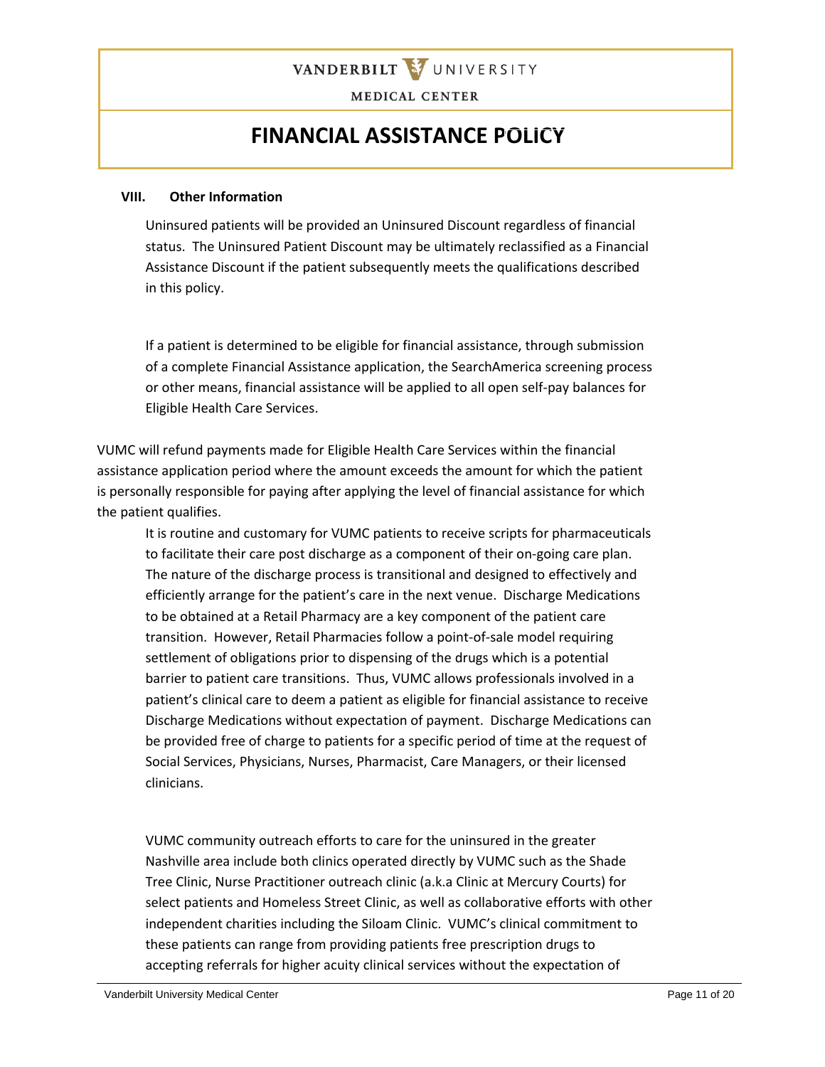## VIII. Other Information

Uninsured patients will be provided an Uninsured Discount regardless of financial status. The Uninsured Patient Discount may be ultimately reclassified as a Financial Assistance Discount if the patient subsequently meets the qualifications described in this policy.

If a patient is determined to be eligible for financial assistance, through submission of a complete Financial Assistance application, the SearchAmerica screening process or other means, financial assistance will be applied to all open self-pay balances for Eligible Health Care Services.

VUMC will refund payments made for Eligible Health Care Services within the financial assistance application period where the amount exceeds the amount for which the patient is personally responsible for paying after applying the level of financial assistance for which the patient qualifies.

It is routine and customary for VUMC patients to receive scripts for pharmaceuticals to facilitate their care post discharge as a component of their on-going care plan. The nature of the discharge process is transitional and designed to effectively and efficiently arrange for the patient's care in the next venue. Discharge Medications to be obtained at a Retail Pharmacy are a key component of the patient care transition. However, Retail Pharmacies follow a point-of-sale model requiring settlement of obligations prior to dispensing of the drugs which is a potential barrier to patient care transitions. Thus, VUMC allows professionals involved in a patient's clinical care to deem a patient as eligible for financial assistance to receive Discharge Medications without expectation of payment. Discharge Medications can be provided free of charge to patients for a specific period of time at the request of Social Services, Physicians, Nurses, Pharmacist, Care Managers, or their licensed clinicians.

VUMC community outreach efforts to care for the uninsured in the greater Nashville area include both clinics operated directly by VUMC such as the Shade Tree Clinic, Nurse Practitioner outreach clinic (a.k.a Clinic at Mercury Courts) for select patients and Homeless Street Clinic, as well as collaborative efforts with other independent charities including the Siloam Clinic. VUMC's clinical commitment to these patients can range from providing patients free prescription drugs to accepting referrals for higher acuity clinical services without the expectation of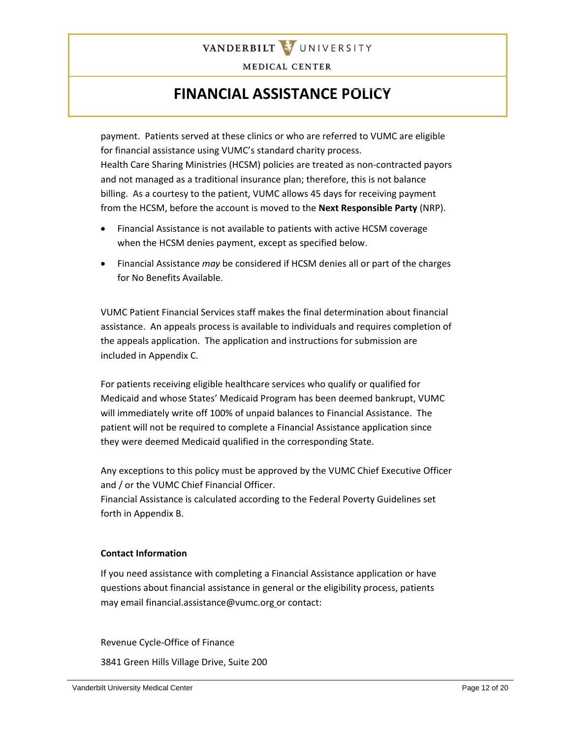payment. Patients served at these clinics or who are referred to VUMC are eligible for financial assistance using VUMC's standard charity process.
Health Care Sharing Ministries (HCSM) policies are treated as non-contracted payors and not managed as a traditional insurance plan; therefore, this is not balance billing. As a courtesy to the patient, VUMC allows 45 days for receiving payment from the HCSM, before the account is moved to the **Next Responsible Party** (NRP).

- Financial Assistance is not available to patients with active HCSM coverage when the HCSM denies payment, except as specified below.
- Financial Assistance *may* be considered if HCSM denies all or part of the charges for No Benefits Available.

VUMC Patient Financial Services staff makes the final determination about financial assistance. An appeals process is available to individuals and requires completion of the appeals application. The application and instructions for submission are included in Appendix C.

For patients receiving eligible healthcare services who qualify or qualified for Medicaid and whose States' Medicaid Program has been deemed bankrupt, VUMC will immediately write off 100% of unpaid balances to Financial Assistance. The patient will not be required to complete a Financial Assistance application since they were deemed Medicaid qualified in the corresponding State.

Any exceptions to this policy must be approved by the VUMC Chief Executive Officer and / or the VUMC Chief Financial Officer.
Financial Assistance is calculated according to the Federal Poverty Guidelines set forth in Appendix B.

**Contact Information**

If you need assistance with completing a Financial Assistance application or have questions about financial assistance in general or the eligibility process, patients may email financial.assistance@vumc.org or contact:

Revenue Cycle-Office of Finance

3841 Green Hills Village Drive, Suite 200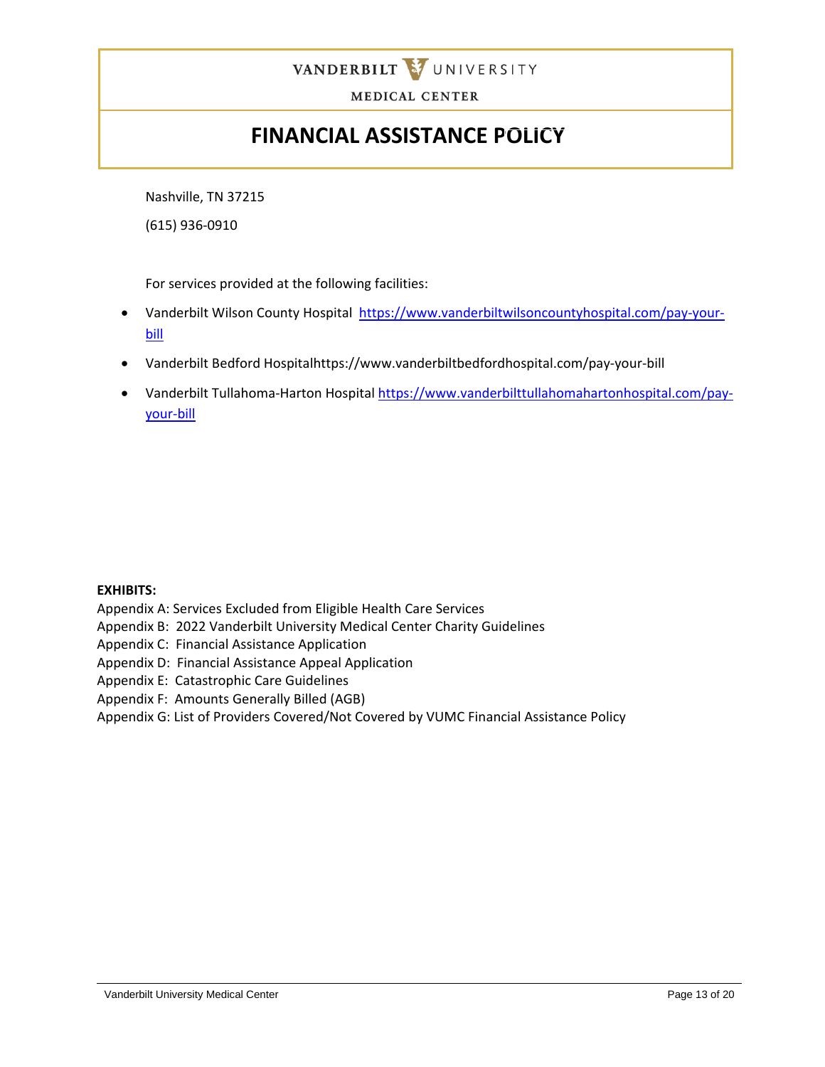Nashville, TN 37215

(615) 936-0910

For services provided at the following facilities:

- Vanderbilt Wilson County Hospital https://www.vanderbiltwilsoncountyhospital.com/pay-your-bill
- Vanderbilt Bedford Hospitalhttps://www.vanderbiltbedfordhospital.com/pay-your-bill
- Vanderbilt Tullahoma-Harton Hospital https://www.vanderbilttullahomahartonhospital.com/pay-your-bill

**EXHIBITS:**

Appendix A: Services Excluded from Eligible Health Care Services
Appendix B: 2022 Vanderbilt University Medical Center Charity Guidelines
Appendix C: Financial Assistance Application
Appendix D: Financial Assistance Appeal Application
Appendix E: Catastrophic Care Guidelines
Appendix F: Amounts Generally Billed (AGB)
Appendix G: List of Providers Covered/Not Covered by VUMC Financial Assistance Policy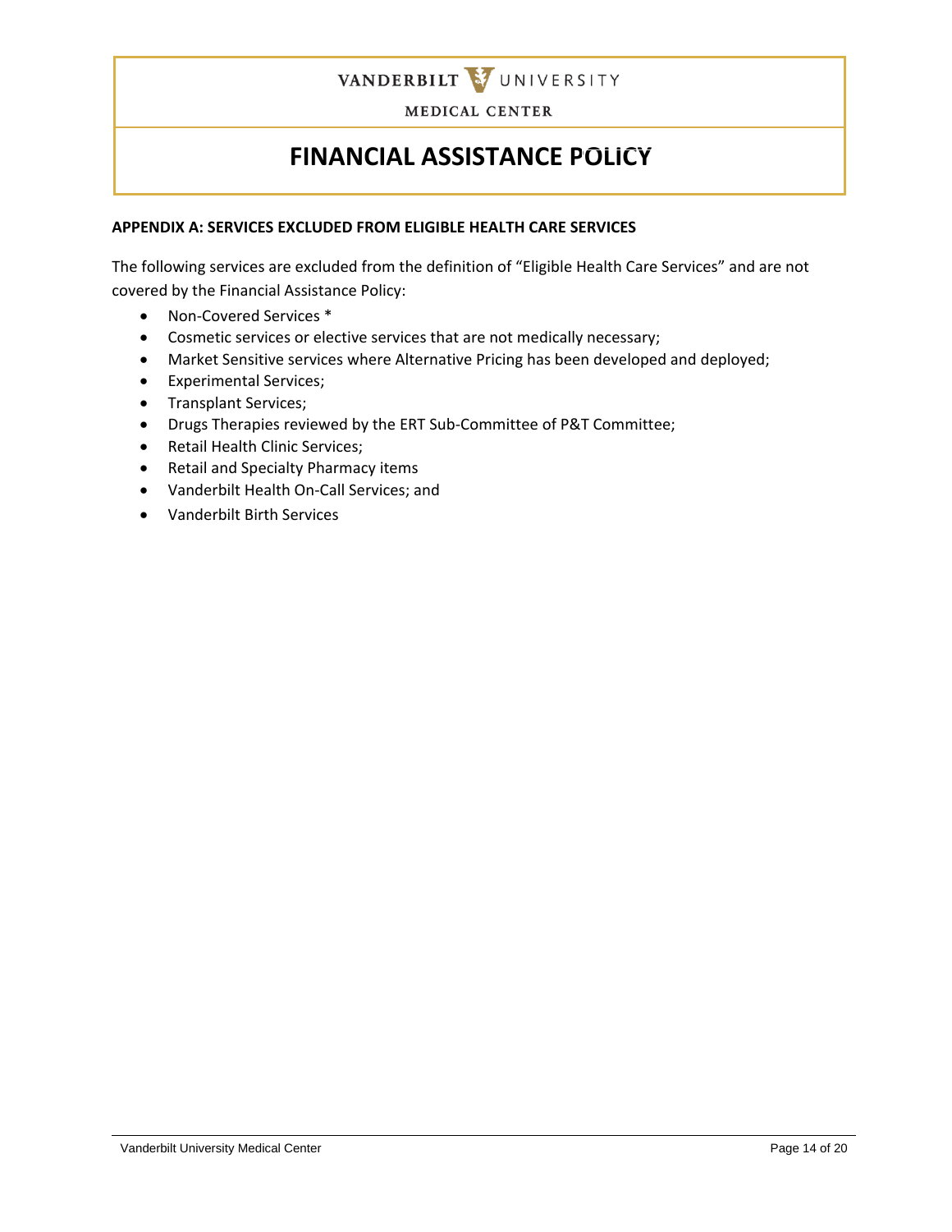### APPENDIX A: SERVICES EXCLUDED FROM ELIGIBLE HEALTH CARE SERVICES

The following services are excluded from the definition of "Eligible Health Care Services" and are not covered by the Financial Assistance Policy:

- Non-Covered Services *
- Cosmetic services or elective services that are not medically necessary;
- Market Sensitive services where Alternative Pricing has been developed and deployed;
- Experimental Services;
- Transplant Services;
- Drugs Therapies reviewed by the ERT Sub-Committee of P&T Committee;
- Retail Health Clinic Services;
- Retail and Specialty Pharmacy items
- Vanderbilt Health On-Call Services; and
- Vanderbilt Birth Services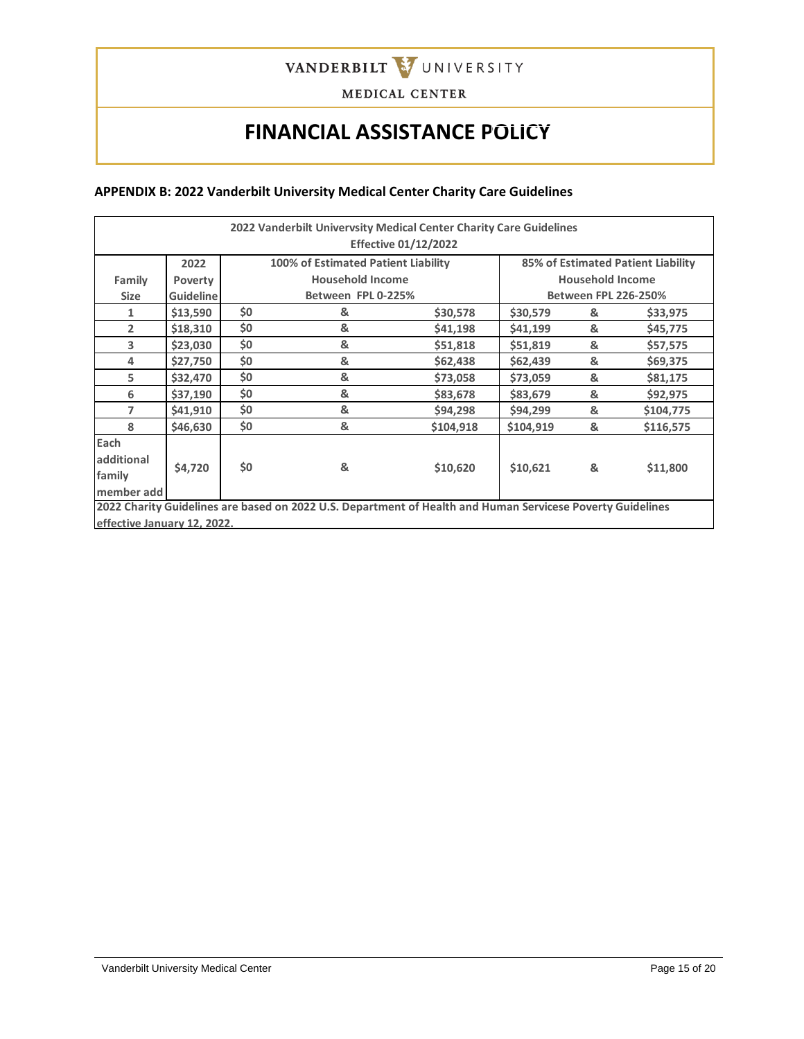# FINANCIAL ASSISTANCE POLICY

## APPENDIX B: 2022 Vanderbilt University Medical Center Charity Care Guidelines

| 2022 Vanderbilt Univervsity Medical Center Charity Care Guidelines Effective 01/12/2022 | | | | | | | |
|---|---|---|---|---|---|---|---|
| Family Size | 2022 Poverty Guideline | 100% of Estimated Patient Liability Household Income Between FPL 0-225% | | | 85% of Estimated Patient Liability Household Income Between FPL 226-250% | | |
| 1 | $13,590 | $0 | & | $30,578 | $30,579 | & | $33,975 |
| 2 | $18,310 | $0 | & | $41,198 | $41,199 | & | $45,775 |
| 3 | $23,030 | $0 | & | $51,818 | $51,819 | & | $57,575 |
| 4 | $27,750 | $0 | & | $62,438 | $62,439 | & | $69,375 |
| 5 | $32,470 | $0 | & | $73,058 | $73,059 | & | $81,175 |
| 6 | $37,190 | $0 | & | $83,678 | $83,679 | & | $92,975 |
| 7 | $41,910 | $0 | & | $94,298 | $94,299 | & | $104,775 |
| 8 | $46,630 | $0 | & | $104,918 | $104,919 | & | $116,575 |
| Each additional family member add | $4,720 | $0 | & | $10,620 | $10,621 | & | $11,800 |
| 2022 Charity Guidelines are based on 2022 U.S. Department of Health and Human Servicese Poverty Guidelines effective January 12, 2022. | | | | | | | |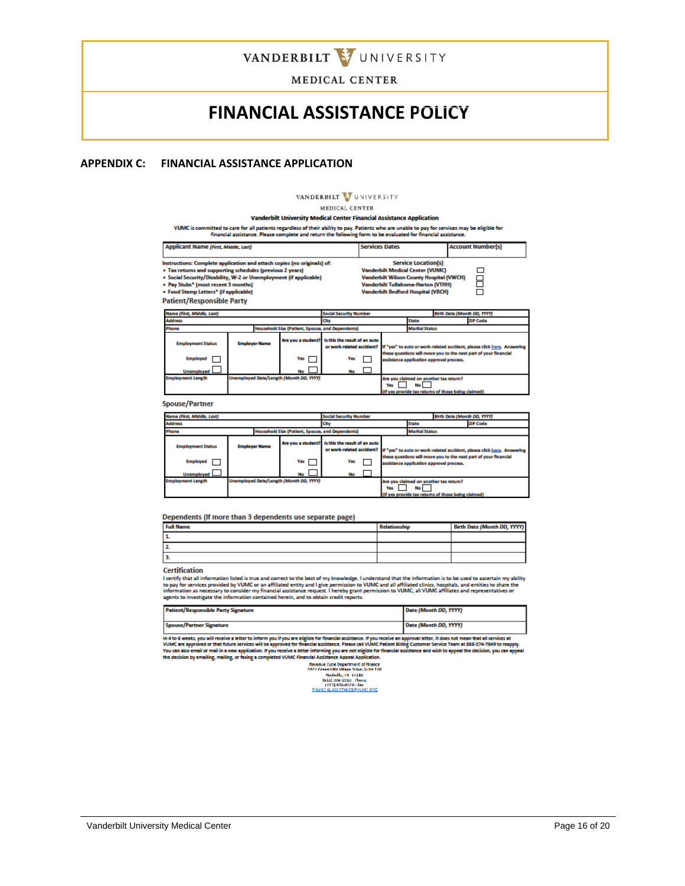# VANDERBILT UNIVERSITY MEDICAL CENTER

# FINANCIAL ASSISTANCE POLICY

## APPENDIX C: FINANCIAL ASSISTANCE APPLICATION

VANDERBILT UNIVERSITY
MEDICAL CENTER

**Vanderbilt University Medical Center Financial Assistance Application**

VUMC is committed to care for all patients regardless of their ability to pay. Patients who are unable to pay for services may be eligible for financial assistance. Please complete and return the following form to be evaluated for financial assistance.

| Applicant Name *(First, Middle, Last)* | Services Dates | Account Number(s) |
|---|---|---|

Instructions: Complete application and attach copies (no originals) of:
- Tax returns and supporting schedules (previous 2 years)
- Social Security/Disability, W-2 or Unemployment (if applicable)
- Pay Stubs* (most recent 3 months)
- Food Stamp Letters* (if applicable)

**Service Location(s)**
- Vanderbilt Medical Center (VUMC) ☐
- Vanderbilt Wilson County Hospital (VWCH) ☐
- Vanderbilt Tullahoma-Harton (VTHH) ☐
- Vanderbilt Bedford Hospital (VBCH) ☐

### Patient/Responsible Party

| Name *(First, Middle, Last)* | | Social Security Number | | Birth Date *(Month DD, YYYY)* |
|---|---|---|---|---|
| Address | | City | State | ZIP Code |
| Phone | Household Size (Patient, Spouse, and Dependents) | | Marital Status | |
| Employment Status<br>Employed ☐<br>Unemployed ☐ | Employer Name | Are you a student?<br>Yes ☐<br>No ☐ | Is this the result of an auto or work-related accident?<br>Yes ☐<br>No ☐ | If "yes" to auto or work-related accident, please click here. Answering these questions will move you to the next part of your financial assistance application approval process. |
| Employment Length | Unemployed Date/Length *(Month DD, YYYY)* | | | Are you claimed on another tax return?<br>Yes ☐ No ☐<br>(If yes provide tax returns of those being claimed) |

### Spouse/Partner

| Name *(First, Middle, Last)* | | Social Security Number | | Birth Date *(Month DD, YYYY)* |
|---|---|---|---|---|
| Address | | City | State | ZIP Code |
| Phone | Household Size (Patient, Spouse, and Dependents) | | Marital Status | |
| Employment Status<br>Employed ☐<br>Unemployed ☐ | Employer Name | Are you a student?<br>Yes ☐<br>No ☐ | Is this the result of an auto or work-related accident?<br>Yes ☐<br>No ☐ | If "yes" to auto or work-related accident, please click here. Answering these questions will move you to the next part of your financial assistance application approval process. |
| Employment Length | Unemployed Date/Length *(Month DD, YYYY)* | | | Are you claimed on another tax return?<br>Yes ☐ No ☐<br>(If yes provide tax returns of those being claimed) |

### Dependents (If more than 3 dependents use separate page)

| Full Name | Relationship | Birth Date *(Month DD, YYYY)* |
|---|---|---|
| 1. | | |
| 2. | | |
| 3. | | |

### Certification

I certify that all information listed is true and correct to the best of my knowledge. I understand that the information is to be used to ascertain my ability to pay for services provided by VUMC or an affiliated entity and I give permission to VUMC and all affiliated clinics, hospitals, and entities to share the information as necessary to consider my financial assistance request. I hereby grant permission to VUMC, all VUMC affiliates and representatives or agents to investigate the information contained herein, and to obtain credit reports.

| Patient/Responsible Party Signature | Date *(Month DD, YYYY)* |
|---|---|
| Spouse/Partner Signature | Date *(Month DD, YYYY)* |

In 4 to 6 weeks, you will receive a letter to inform you if you are eligible for financial assistance. If you receive an approval letter, it does not mean that all services at VUMC are approved or that future services will be approved for financial assistance. Please call VUMC Patient Billing Customer Service Team at 888-274-7849 to reapply. You can also email or mail in a new application. If you receive a letter informing you are not eligible for financial assistance and wish to appeal the decision, you can appeal the decision by emailing, mailing, or faxing a completed VUMC Financial Assistance Appeal Application.

Revenue Cycle Department of Finance
3841 Green Hills Village Drive, Suite 200
Nashville, TN 37215
(615) 936-0310 - Phone
(615) 936-0020 - Fax
FINANCIALASSISTANCE@VUMC.ORG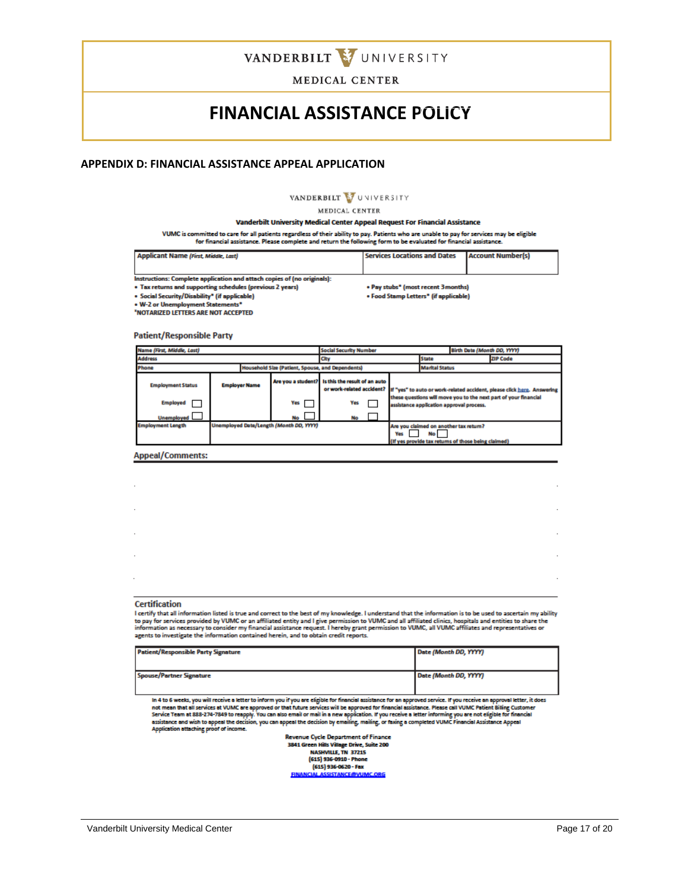# FINANCIAL ASSISTANCE POLICY

## APPENDIX D: FINANCIAL ASSISTANCE APPEAL APPLICATION

VANDERBILT UNIVERSITY

MEDICAL CENTER

**Vanderbilt University Medical Center Appeal Request For Financial Assistance**

VUMC is committed to care for all patients regardless of their ability to pay. Patients who are unable to pay for services may be eligible for financial assistance. Please complete and return the following form to be evaluated for financial assistance.

| Applicant Name *(First, Middle, Last)* | Services Locations and Dates | Account Number(s) |
|---|---|---|
| | | |

Instructions: Complete application and attach copies of (no originals):

- Tax returns and supporting schedules (previous 2 years)
- Social Security/Disability* (if applicable)
- W-2 or Unemployment Statements*
- Pay stubs* (most recent 3months)
- Food Stamp Letters* (if applicable)

*NOTARIZED LETTERS ARE NOT ACCEPTED

### Patient/Responsible Party

| Name *(First, Middle, Last)* | | | Social Security Number | | Birth Date *(Month DD, YYYY)* |
|---|---|---|---|---|---|
| Address | | | City | State | ZIP Code |
| Phone | Household Size (Patient, Spouse, and Dependents) | | | Marital Status | |
| Employment Status<br>Employed ☐<br>Unemployed ☐ | Employer Name | Are you a student?<br>Yes ☐<br>No ☐ | Is this the result of an auto or work-related accident?<br>Yes ☐<br>No ☐ | If "yes" to auto or work-related accident, please click here. Answering these questions will move you to the next part of your financial assistance application approval process. | |
| Employment Length | Unemployed Date/Length *(Month DD, YYYY)* | | | Are you claimed on another tax return?<br>Yes ☐ No ☐<br>(If yes provide tax returns of those being claimed) | |

### Appeal/Comments:

### Certification

I certify that all information listed is true and correct to the best of my knowledge. I understand that the information is to be used to ascertain my ability to pay for services provided by VUMC or an affiliated entity and I give permission to VUMC and all affiliated clinics, hospitals and entities to share the information as necessary to consider my financial assistance request. I hereby grant permission to VUMC, all VUMC affiliates and representatives or agents to investigate the information contained herein, and to obtain credit reports.

| Patient/Responsible Party Signature | Date *(Month DD, YYYY)* |
|---|---|
| Spouse/Partner Signature | Date *(Month DD, YYYY)* |

In 4 to 6 weeks, you will receive a letter to inform you if you are eligible for financial assistance for an approved service. If you receive an approval letter, it does not mean that all services at VUMC are approved or that future services will be approved for financial assistance. Please call VUMC Patient Billing Customer Service Team at 888-274-7849 to reapply. You can also email or mail in a new application. If you receive a letter informing you are not eligible for financial assistance and wish to appeal the decision, you can appeal the decision by emailing, mailing, or faxing a completed VUMC Financial Assistance Appeal Application attaching proof of income.

**Revenue Cycle Department of Finance**
**3841 Green Hills Village Drive, Suite 200**
**NASHVILLE, TN 37215**
**(615) 936-0910 - Phone**
**(615) 936-0620 - Fax**
**FINANCIAL.ASSISTANCE@VUMC.ORG**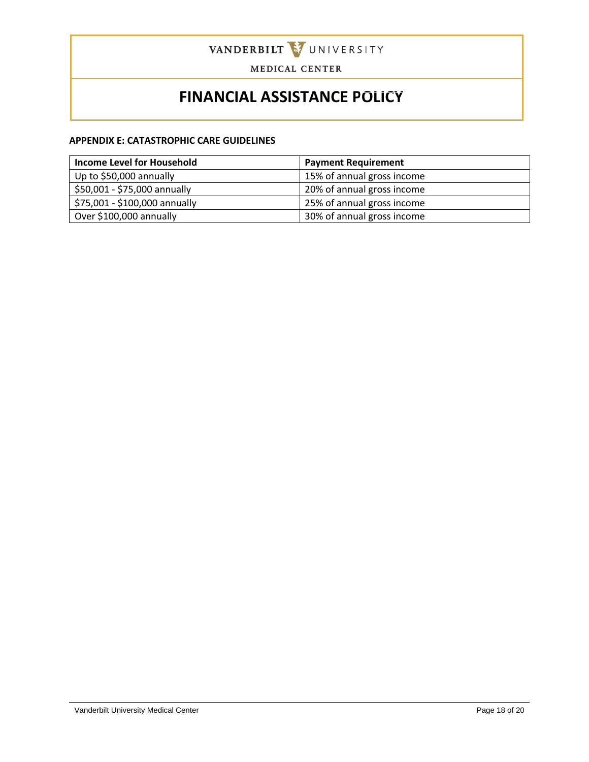**APPENDIX E: CATASTROPHIC CARE GUIDELINES**

| Income Level for Household | Payment Requirement |
|---|---|
| Up to $50,000 annually | 15% of annual gross income |
| $50,001 - $75,000 annually | 20% of annual gross income |
| $75,001 - $100,000 annually | 25% of annual gross income |
| Over $100,000 annually | 30% of annual gross income |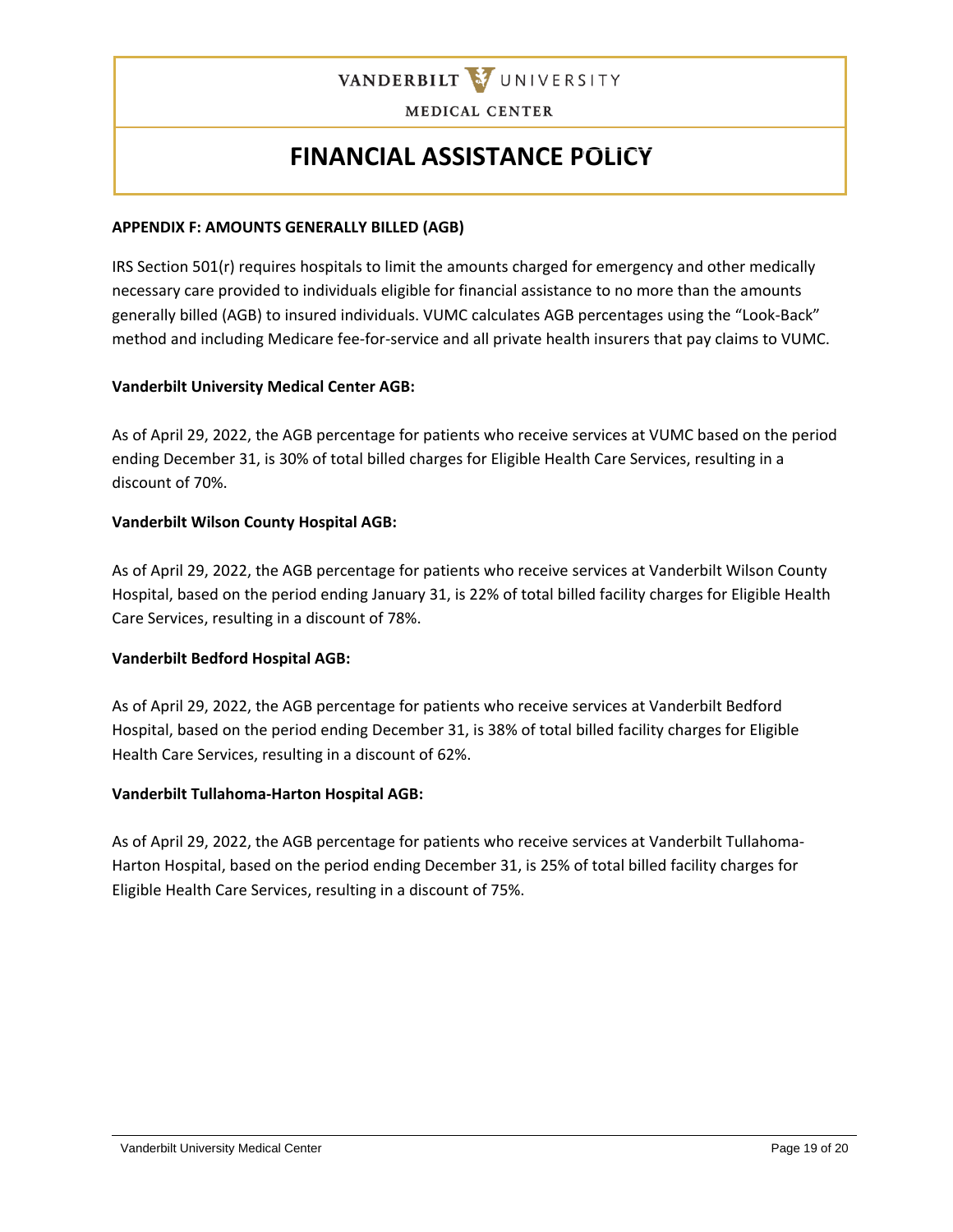**APPENDIX F: AMOUNTS GENERALLY BILLED (AGB)**

IRS Section 501(r) requires hospitals to limit the amounts charged for emergency and other medically necessary care provided to individuals eligible for financial assistance to no more than the amounts generally billed (AGB) to insured individuals. VUMC calculates AGB percentages using the "Look-Back" method and including Medicare fee-for-service and all private health insurers that pay claims to VUMC.

**Vanderbilt University Medical Center AGB:**

As of April 29, 2022, the AGB percentage for patients who receive services at VUMC based on the period ending December 31, is 30% of total billed charges for Eligible Health Care Services, resulting in a discount of 70%.

**Vanderbilt Wilson County Hospital AGB:**

As of April 29, 2022, the AGB percentage for patients who receive services at Vanderbilt Wilson County Hospital, based on the period ending January 31, is 22% of total billed facility charges for Eligible Health Care Services, resulting in a discount of 78%.

**Vanderbilt Bedford Hospital AGB:**

As of April 29, 2022, the AGB percentage for patients who receive services at Vanderbilt Bedford Hospital, based on the period ending December 31, is 38% of total billed facility charges for Eligible Health Care Services, resulting in a discount of 62%.

**Vanderbilt Tullahoma-Harton Hospital AGB:**

As of April 29, 2022, the AGB percentage for patients who receive services at Vanderbilt Tullahoma-Harton Hospital, based on the period ending December 31, is 25% of total billed facility charges for Eligible Health Care Services, resulting in a discount of 75%.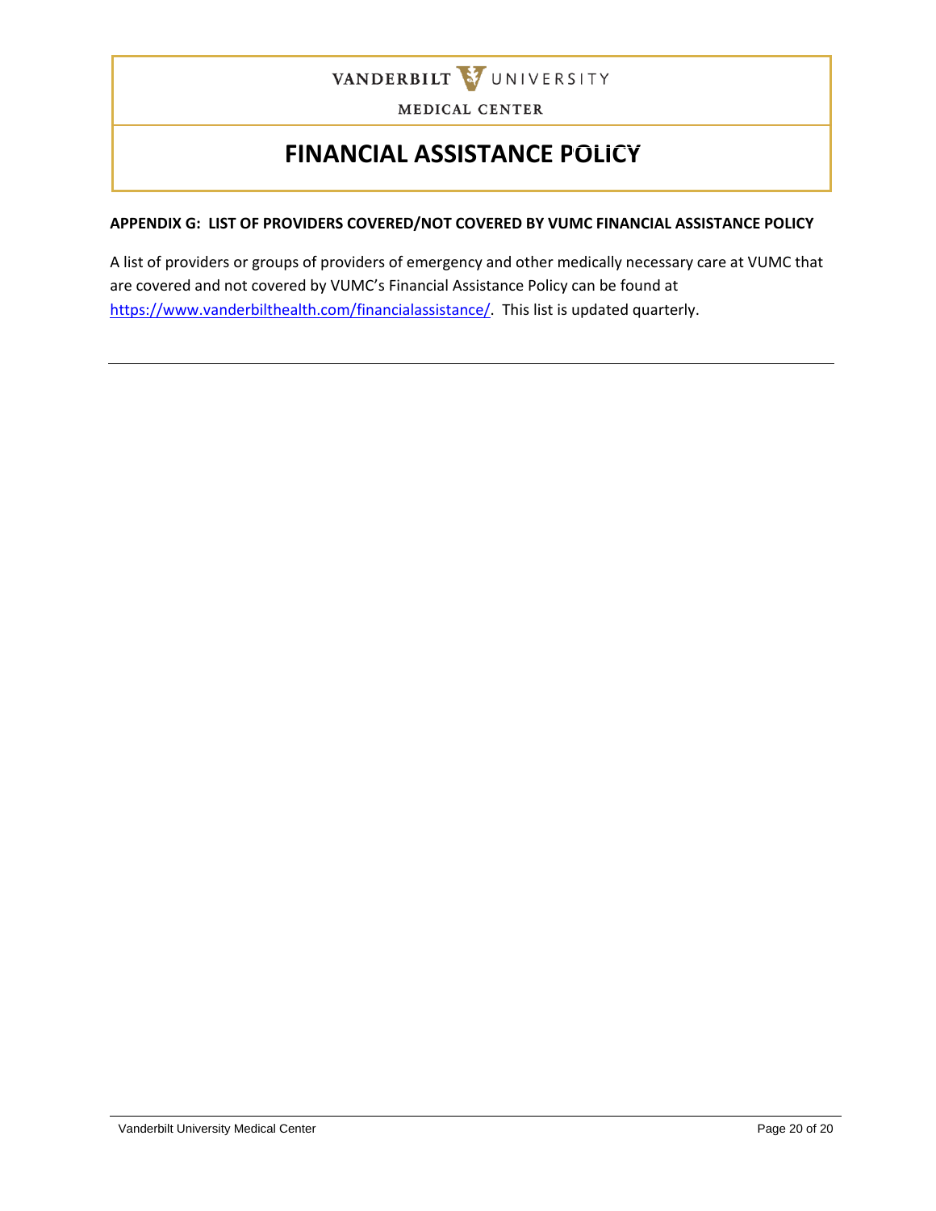## APPENDIX G: LIST OF PROVIDERS COVERED/NOT COVERED BY VUMC FINANCIAL ASSISTANCE POLICY

A list of providers or groups of providers of emergency and other medically necessary care at VUMC that are covered and not covered by VUMC's Financial Assistance Policy can be found at https://www.vanderbilthealth.com/financialassistance/. This list is updated quarterly.